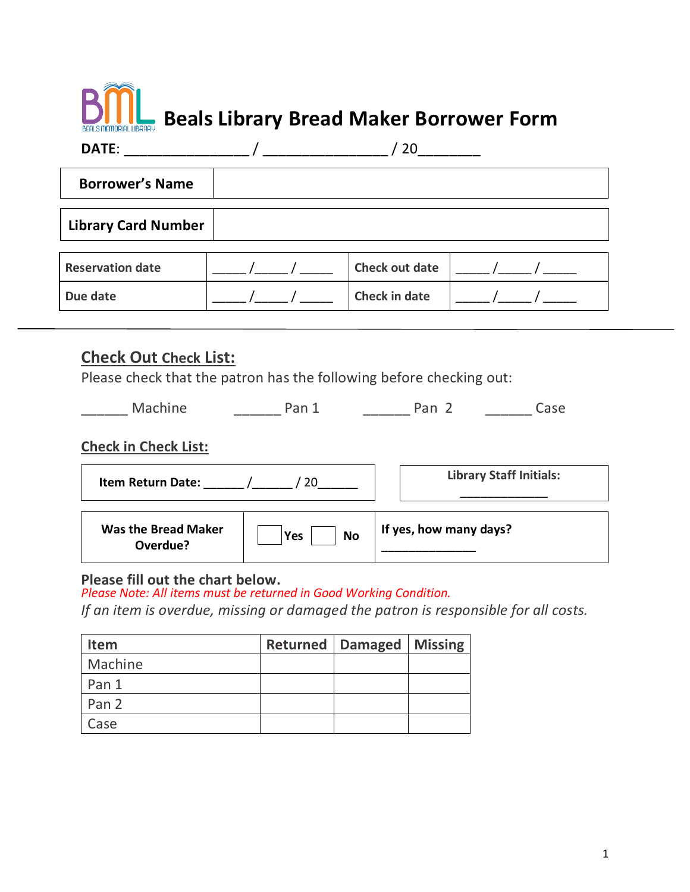# Beals Library Bread Maker Borrower Form

**DATE**: _______________ / _______________ / 20_______

| **Borrower's Name** | |
|---|---|
| **Library Card Number** | |

| **Reservation date** | _____ /_____ / _____ | **Check out date** | _____ /_____ / _____ |
|---|---|---|---|
| **Due date** | _____ /_____ / _____ | **Check in date** | _____ /_____ / _____ |

---

## Check Out Check List:

Please check that the patron has the following before checking out:

______ Machine ______ Pan 1 ______ Pan 2 ______ Case

## Check in Check List:

| **Item Return Date:** ______ /______ / 20______ | **Library Staff Initials:** _____________ |
|---|---|

| **Was the Bread Maker Overdue?** | ☐ Yes ☐ No | **If yes, how many days?** _____________ |
|---|---|---|

**Please fill out the chart below.**

*Please Note: All items must be returned in Good Working Condition.*

*If an item is overdue, missing or damaged the patron is responsible for all costs.*

| Item | Returned | Damaged | Missing |
|---|---|---|---|
| Machine | | | |
| Pan 1 | | | |
| Pan 2 | | | |
| Case | | | |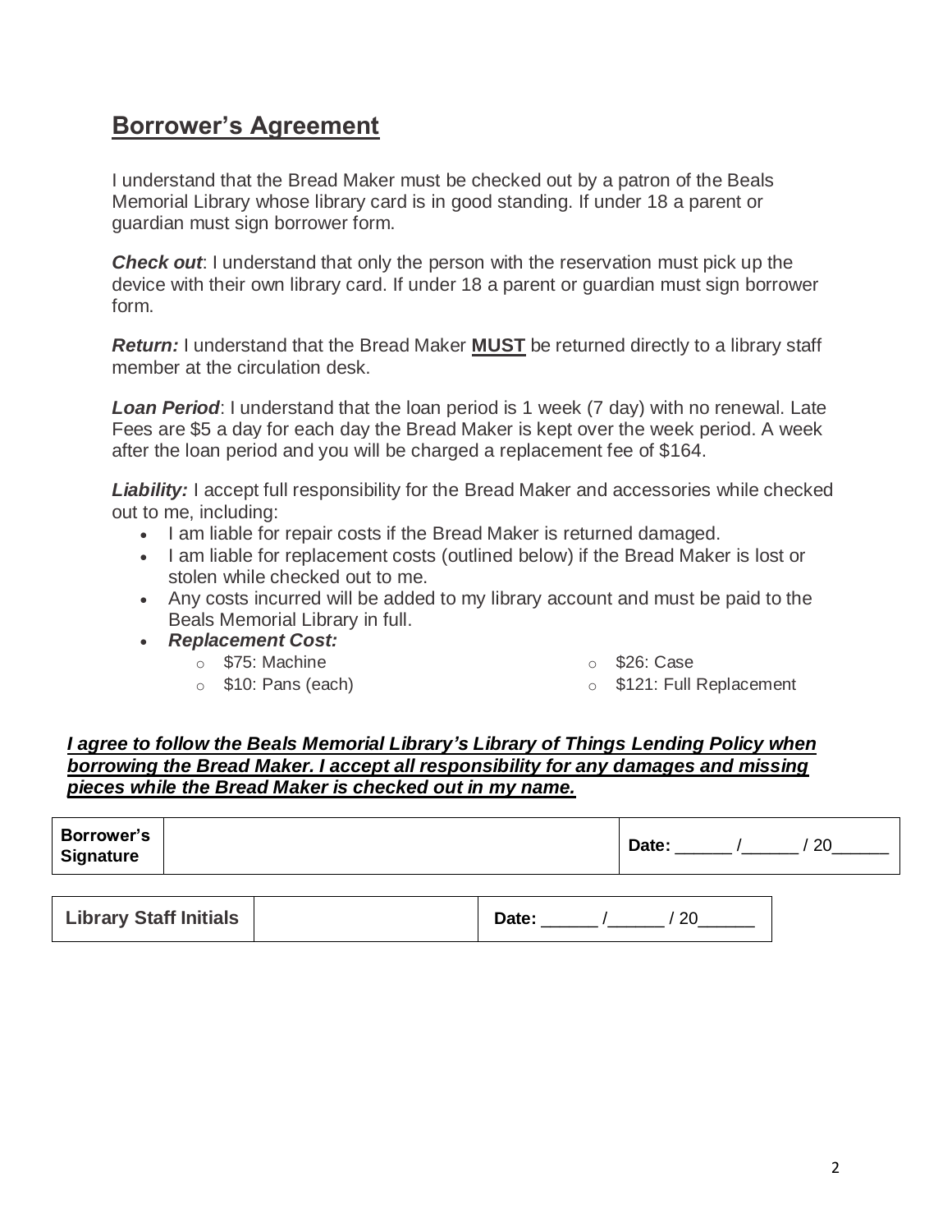## Borrower's Agreement

I understand that the Bread Maker must be checked out by a patron of the Beals Memorial Library whose library card is in good standing. If under 18 a parent or guardian must sign borrower form.

***Check out***: I understand that only the person with the reservation must pick up the device with their own library card. If under 18 a parent or guardian must sign borrower form.

***Return:*** I understand that the Bread Maker **MUST** be returned directly to a library staff member at the circulation desk.

***Loan Period***: I understand that the loan period is 1 week (7 day) with no renewal. Late Fees are $5 a day for each day the Bread Maker is kept over the week period. A week after the loan period and you will be charged a replacement fee of $164.

***Liability:*** I accept full responsibility for the Bread Maker and accessories while checked out to me, including:

- I am liable for repair costs if the Bread Maker is returned damaged.
- I am liable for replacement costs (outlined below) if the Bread Maker is lost or stolen while checked out to me.
- Any costs incurred will be added to my library account and must be paid to the Beals Memorial Library in full.
- ***Replacement Cost:***
  - $75: Machine
  - $10: Pans (each)
  - $26: Case
  - $121: Full Replacement

***I agree to follow the Beals Memorial Library's Library of Things Lending Policy when borrowing the Bread Maker. I accept all responsibility for any damages and missing pieces while the Bread Maker is checked out in my name.***

| | | |
|---|---|---|
| **Borrower's Signature** | | **Date:** ______ /______ / 20______ |

| | | |
|---|---|---|
| **Library Staff Initials** | | **Date:** ______ /______ / 20______ |